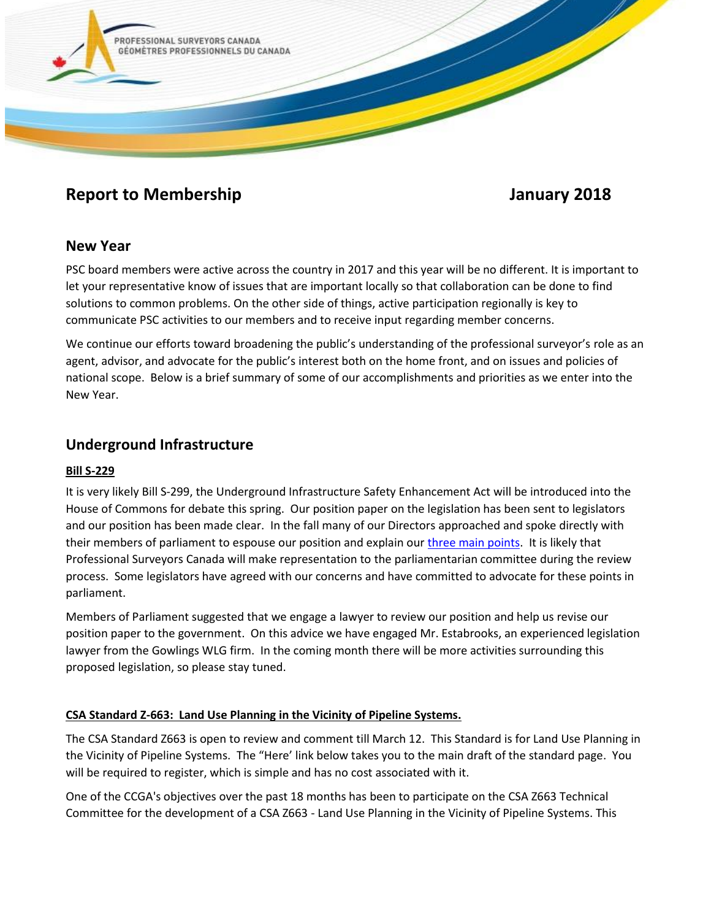PROFESSIONAL SURVEYORS CANADA
GÉOMÈTRES PROFESSIONNELS DU CANADA

# Report to Membership — January 2018

## New Year

PSC board members were active across the country in 2017 and this year will be no different. It is important to let your representative know of issues that are important locally so that collaboration can be done to find solutions to common problems. On the other side of things, active participation regionally is key to communicate PSC activities to our members and to receive input regarding member concerns.

We continue our efforts toward broadening the public's understanding of the professional surveyor's role as an agent, advisor, and advocate for the public's interest both on the home front, and on issues and policies of national scope. Below is a brief summary of some of our accomplishments and priorities as we enter into the New Year.

## Underground Infrastructure

### Bill S-229

It is very likely Bill S-299, the Underground Infrastructure Safety Enhancement Act will be introduced into the House of Commons for debate this spring. Our position paper on the legislation has been sent to legislators and our position has been made clear. In the fall many of our Directors approached and spoke directly with their members of parliament to espouse our position and explain our three main points. It is likely that Professional Surveyors Canada will make representation to the parliamentarian committee during the review process. Some legislators have agreed with our concerns and have committed to advocate for these points in parliament.

Members of Parliament suggested that we engage a lawyer to review our position and help us revise our position paper to the government. On this advice we have engaged Mr. Estabrooks, an experienced legislation lawyer from the Gowlings WLG firm. In the coming month there will be more activities surrounding this proposed legislation, so please stay tuned.

### CSA Standard Z-663: Land Use Planning in the Vicinity of Pipeline Systems.

The CSA Standard Z663 is open to review and comment till March 12. This Standard is for Land Use Planning in the Vicinity of Pipeline Systems. The "Here' link below takes you to the main draft of the standard page. You will be required to register, which is simple and has no cost associated with it.

One of the CCGA's objectives over the past 18 months has been to participate on the CSA Z663 Technical Committee for the development of a CSA Z663 - Land Use Planning in the Vicinity of Pipeline Systems. This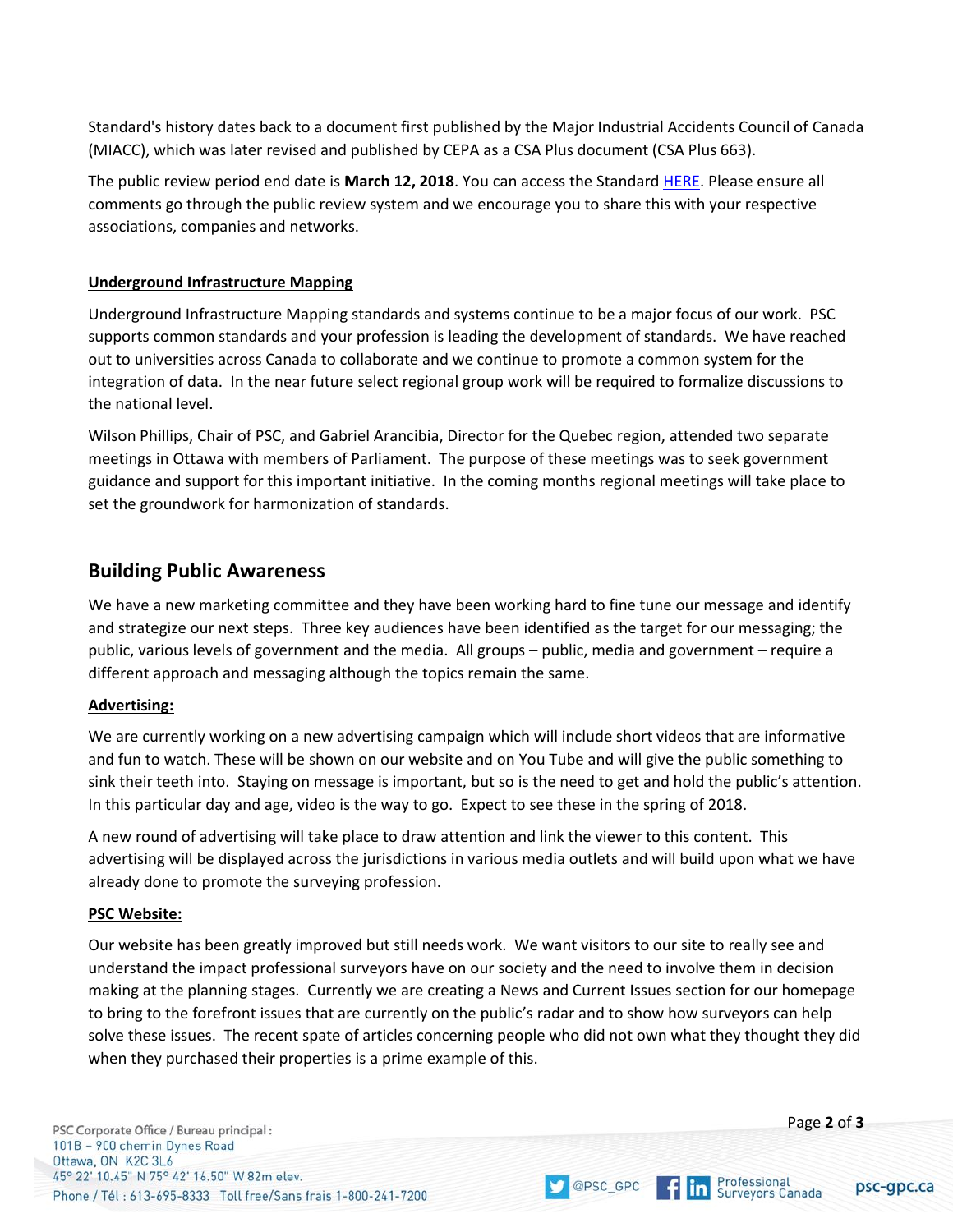Standard's history dates back to a document first published by the Major Industrial Accidents Council of Canada (MIACC), which was later revised and published by CEPA as a CSA Plus document (CSA Plus 663).

The public review period end date is **March 12, 2018**. You can access the Standard HERE. Please ensure all comments go through the public review system and we encourage you to share this with your respective associations, companies and networks.

**Underground Infrastructure Mapping**

Underground Infrastructure Mapping standards and systems continue to be a major focus of our work. PSC supports common standards and your profession is leading the development of standards. We have reached out to universities across Canada to collaborate and we continue to promote a common system for the integration of data. In the near future select regional group work will be required to formalize discussions to the national level.

Wilson Phillips, Chair of PSC, and Gabriel Arancibia, Director for the Quebec region, attended two separate meetings in Ottawa with members of Parliament. The purpose of these meetings was to seek government guidance and support for this important initiative. In the coming months regional meetings will take place to set the groundwork for harmonization of standards.

## Building Public Awareness

We have a new marketing committee and they have been working hard to fine tune our message and identify and strategize our next steps. Three key audiences have been identified as the target for our messaging; the public, various levels of government and the media. All groups – public, media and government – require a different approach and messaging although the topics remain the same.

**Advertising:**

We are currently working on a new advertising campaign which will include short videos that are informative and fun to watch. These will be shown on our website and on You Tube and will give the public something to sink their teeth into. Staying on message is important, but so is the need to get and hold the public's attention. In this particular day and age, video is the way to go. Expect to see these in the spring of 2018.

A new round of advertising will take place to draw attention and link the viewer to this content. This advertising will be displayed across the jurisdictions in various media outlets and will build upon what we have already done to promote the surveying profession.

**PSC Website:**

Our website has been greatly improved but still needs work. We want visitors to our site to really see and understand the impact professional surveyors have on our society and the need to involve them in decision making at the planning stages. Currently we are creating a News and Current Issues section for our homepage to bring to the forefront issues that are currently on the public's radar and to show how surveyors can help solve these issues. The recent spate of articles concerning people who did not own what they thought they did when they purchased their properties is a prime example of this.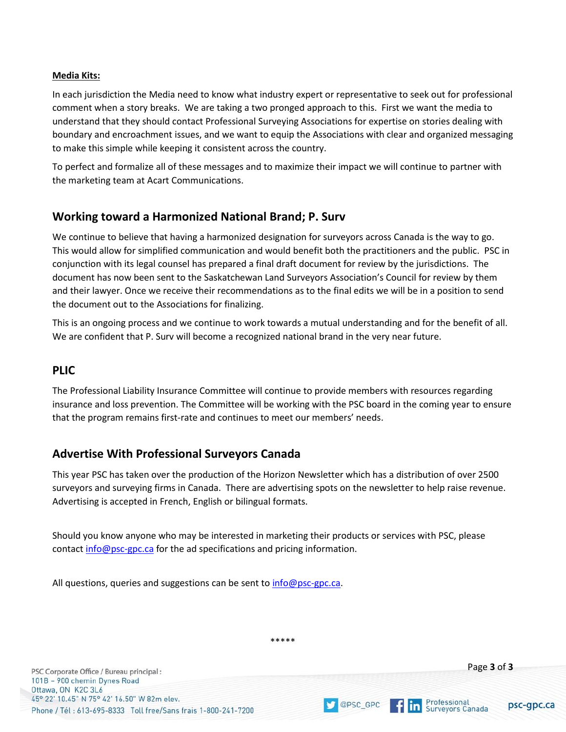**Media Kits:**

In each jurisdiction the Media need to know what industry expert or representative to seek out for professional comment when a story breaks. We are taking a two pronged approach to this. First we want the media to understand that they should contact Professional Surveying Associations for expertise on stories dealing with boundary and encroachment issues, and we want to equip the Associations with clear and organized messaging to make this simple while keeping it consistent across the country.

To perfect and formalize all of these messages and to maximize their impact we will continue to partner with the marketing team at Acart Communications.

## Working toward a Harmonized National Brand; P. Surv

We continue to believe that having a harmonized designation for surveyors across Canada is the way to go. This would allow for simplified communication and would benefit both the practitioners and the public. PSC in conjunction with its legal counsel has prepared a final draft document for review by the jurisdictions. The document has now been sent to the Saskatchewan Land Surveyors Association's Council for review by them and their lawyer. Once we receive their recommendations as to the final edits we will be in a position to send the document out to the Associations for finalizing.

This is an ongoing process and we continue to work towards a mutual understanding and for the benefit of all. We are confident that P. Surv will become a recognized national brand in the very near future.

## PLIC

The Professional Liability Insurance Committee will continue to provide members with resources regarding insurance and loss prevention. The Committee will be working with the PSC board in the coming year to ensure that the program remains first-rate and continues to meet our members' needs.

## Advertise With Professional Surveyors Canada

This year PSC has taken over the production of the Horizon Newsletter which has a distribution of over 2500 surveyors and surveying firms in Canada. There are advertising spots on the newsletter to help raise revenue. Advertising is accepted in French, English or bilingual formats.

Should you know anyone who may be interested in marketing their products or services with PSC, please contact info@psc-gpc.ca for the ad specifications and pricing information.

All questions, queries and suggestions can be sent to info@psc-gpc.ca.

*****